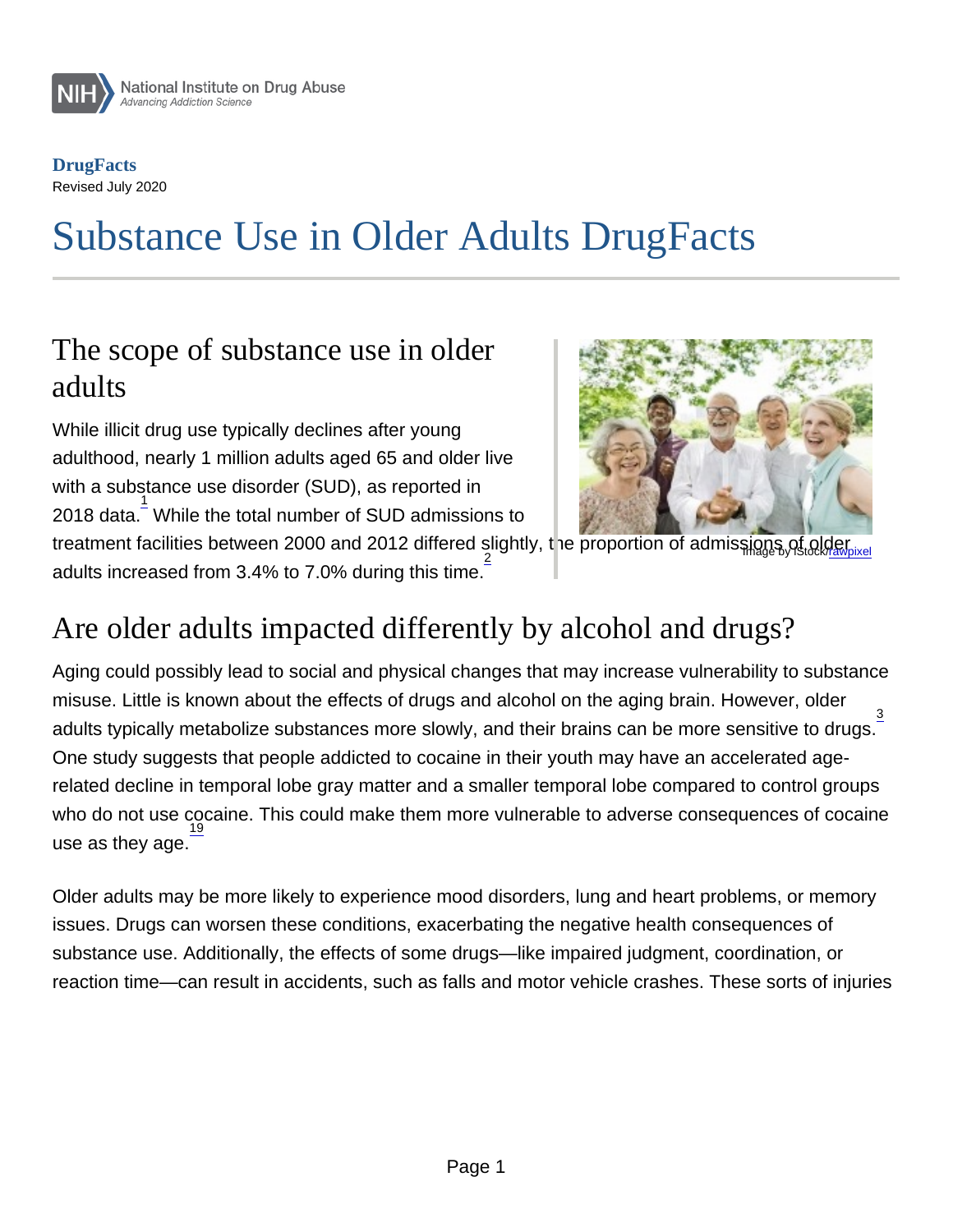National Institute on Drug Abuse
*Advancing Addiction Science*

**DrugFacts**
Revised July 2020

# Substance Use in Older Adults DrugFacts

## The scope of substance use in older adults

While illicit drug use typically declines after young adulthood, nearly 1 million adults aged 65 and older live with a substance use disorder (SUD), as reported in 2018 data.[1] While the total number of SUD admissions to treatment facilities between 2000 and 2012 differed slightly, the proportion of admissions of older adults increased from 3.4% to 7.0% during this time.[2]

Image by iStock/rawpixel

## Are older adults impacted differently by alcohol and drugs?

Aging could possibly lead to social and physical changes that may increase vulnerability to substance misuse. Little is known about the effects of drugs and alcohol on the aging brain. However, older adults typically metabolize substances more slowly, and their brains can be more sensitive to drugs.[3] One study suggests that people addicted to cocaine in their youth may have an accelerated age-related decline in temporal lobe gray matter and a smaller temporal lobe compared to control groups who do not use cocaine. This could make them more vulnerable to adverse consequences of cocaine use as they age.[19]

Older adults may be more likely to experience mood disorders, lung and heart problems, or memory issues. Drugs can worsen these conditions, exacerbating the negative health consequences of substance use. Additionally, the effects of some drugs—like impaired judgment, coordination, or reaction time—can result in accidents, such as falls and motor vehicle crashes. These sorts of injuries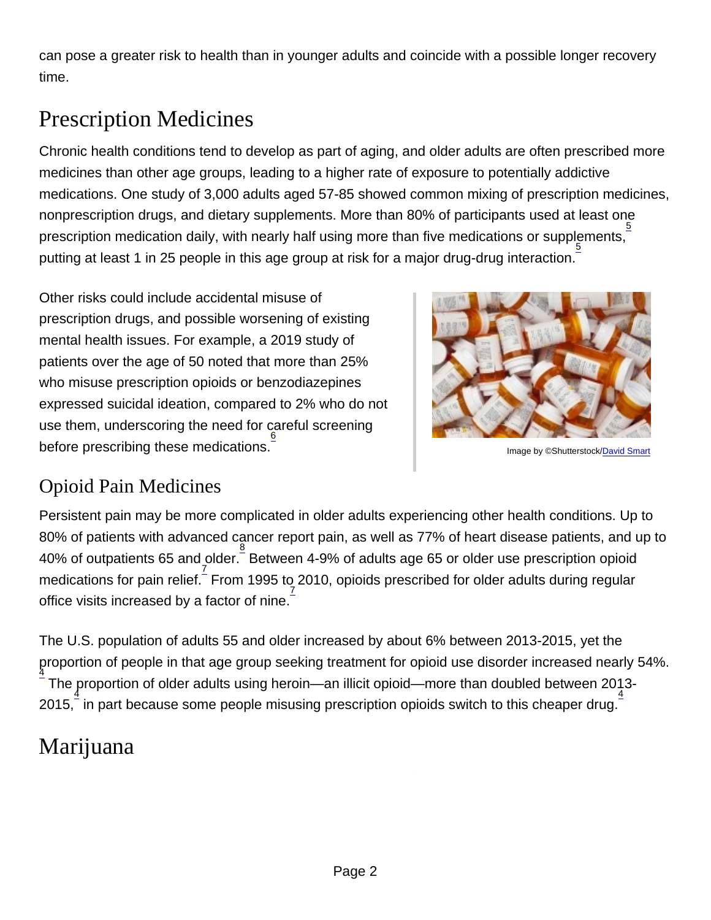can pose a greater risk to health than in younger adults and coincide with a possible longer recovery time.

# Prescription Medicines

Chronic health conditions tend to develop as part of aging, and older adults are often prescribed more medicines than other age groups, leading to a higher rate of exposure to potentially addictive medications. One study of 3,000 adults aged 57-85 showed common mixing of prescription medicines, nonprescription drugs, and dietary supplements. More than 80% of participants used at least one prescription medication daily, with nearly half using more than five medications or supplements,[5] putting at least 1 in 25 people in this age group at risk for a major drug-drug interaction.[5]

Other risks could include accidental misuse of prescription drugs, and possible worsening of existing mental health issues. For example, a 2019 study of patients over the age of 50 noted that more than 25% who misuse prescription opioids or benzodiazepines expressed suicidal ideation, compared to 2% who do not use them, underscoring the need for careful screening before prescribing these medications.[6]

Image by ©Shutterstock/David Smart

## Opioid Pain Medicines

Persistent pain may be more complicated in older adults experiencing other health conditions. Up to 80% of patients with advanced cancer report pain, as well as 77% of heart disease patients, and up to 40% of outpatients 65 and older.[8] Between 4-9% of adults age 65 or older use prescription opioid medications for pain relief.[7] From 1995 to 2010, opioids prescribed for older adults during regular office visits increased by a factor of nine.[7]

The U.S. population of adults 55 and older increased by about 6% between 2013-2015, yet the proportion of people in that age group seeking treatment for opioid use disorder increased nearly 54%.[4] The proportion of older adults using heroin—an illicit opioid—more than doubled between 2013-2015,[4] in part because some people misusing prescription opioids switch to this cheaper drug.[4]

# Marijuana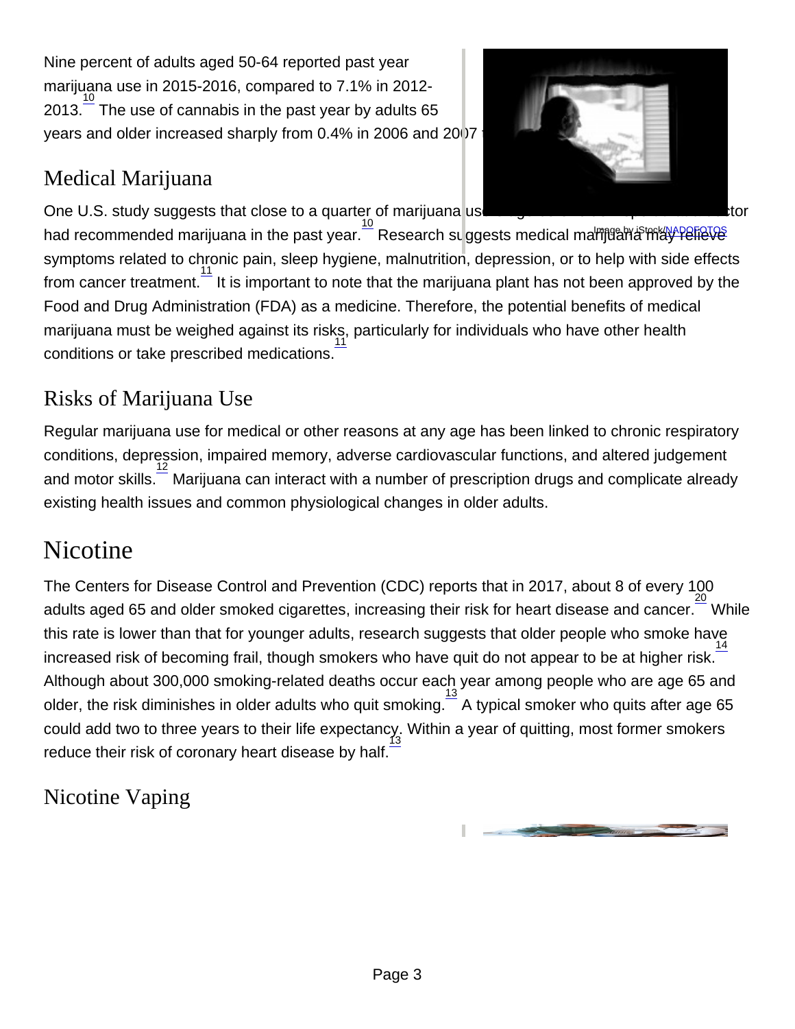Nine percent of adults aged 50-64 reported past year marijuana use in 2015-2016, compared to 7.1% in 2012-2013.[10] The use of cannabis in the past year by adults 65 years and older increased sharply from 0.4% in 2006 and 2007 t

## Medical Marijuana

One U.S. study suggests that close to a quarter of marijuana us tor had recommended marijuana in the past year.[10] Research suggests medical marijuana may relieve symptoms related to chronic pain, sleep hygiene, malnutrition, depression, or to help with side effects from cancer treatment.[11] It is important to note that the marijuana plant has not been approved by the Food and Drug Administration (FDA) as a medicine. Therefore, the potential benefits of medical marijuana must be weighed against its risks, particularly for individuals who have other health conditions or take prescribed medications.[11]

Image by iStock/NADOFOTOS

## Risks of Marijuana Use

Regular marijuana use for medical or other reasons at any age has been linked to chronic respiratory conditions, depression, impaired memory, adverse cardiovascular functions, and altered judgement and motor skills.[12] Marijuana can interact with a number of prescription drugs and complicate already existing health issues and common physiological changes in older adults.

# Nicotine

The Centers for Disease Control and Prevention (CDC) reports that in 2017, about 8 of every 100 adults aged 65 and older smoked cigarettes, increasing their risk for heart disease and cancer.[20] While this rate is lower than that for younger adults, research suggests that older people who smoke have increased risk of becoming frail, though smokers who have quit do not appear to be at higher risk.[14] Although about 300,000 smoking-related deaths occur each year among people who are age 65 and older, the risk diminishes in older adults who quit smoking.[13] A typical smoker who quits after age 65 could add two to three years to their life expectancy. Within a year of quitting, most former smokers reduce their risk of coronary heart disease by half.[13]

## Nicotine Vaping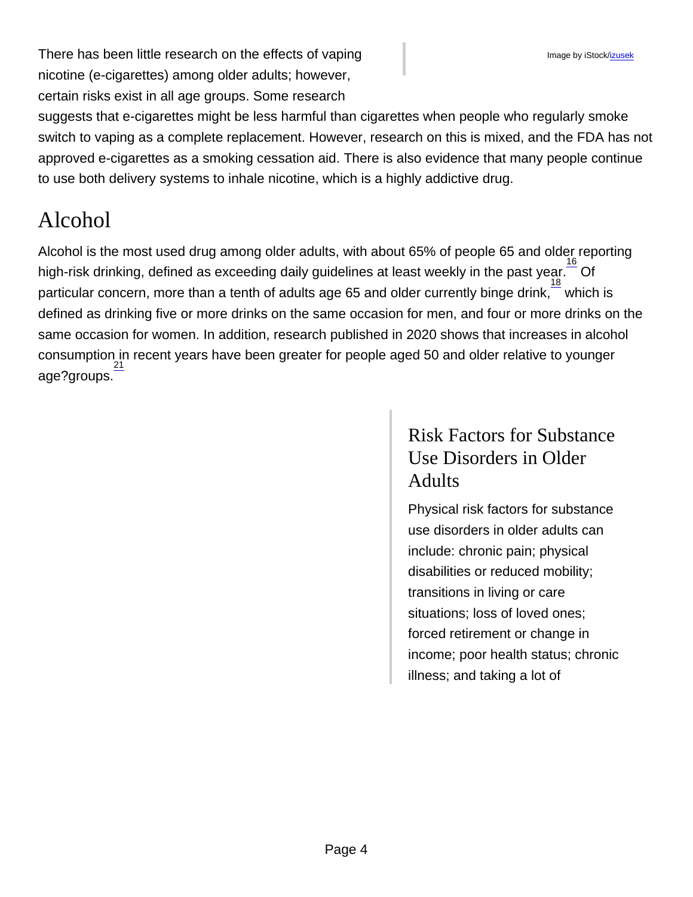There has been little research on the effects of vaping nicotine (e-cigarettes) among older adults; however, certain risks exist in all age groups. Some research suggests that e-cigarettes might be less harmful than cigarettes when people who regularly smoke switch to vaping as a complete replacement. However, research on this is mixed, and the FDA has not approved e-cigarettes as a smoking cessation aid. There is also evidence that many people continue to use both delivery systems to inhale nicotine, which is a highly addictive drug.

Image by iStock/izusek

## Alcohol

Alcohol is the most used drug among older adults, with about 65% of people 65 and older reporting high-risk drinking, defined as exceeding daily guidelines at least weekly in the past year.[16] Of particular concern, more than a tenth of adults age 65 and older currently binge drink,[18] which is defined as drinking five or more drinks on the same occasion for men, and four or more drinks on the same occasion for women. In addition, research published in 2020 shows that increases in alcohol consumption in recent years have been greater for people aged 50 and older relative to younger age?groups.[21]

### Risk Factors for Substance Use Disorders in Older Adults

Physical risk factors for substance use disorders in older adults can include: chronic pain; physical disabilities or reduced mobility; transitions in living or care situations; loss of loved ones; forced retirement or change in income; poor health status; chronic illness; and taking a lot of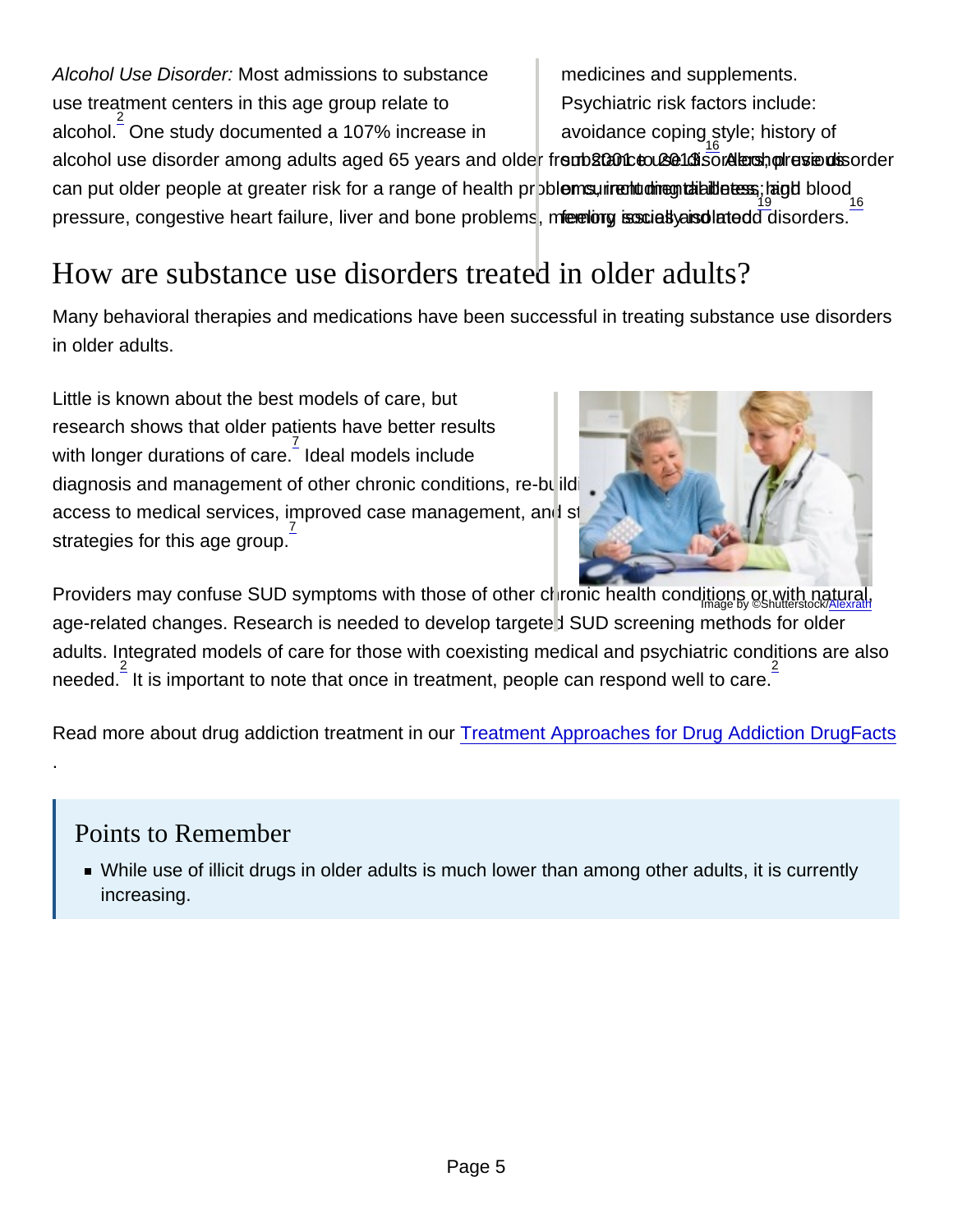*Alcohol Use Disorder:* Most admissions to substance use treatment centers in this age group relate to alcohol.[2] One study documented a 107% increase in alcohol use disorder among adults aged 65 years and older from 2001 to 2013.[16] Alcohol use disorder can put older people at greater risk for a range of health problems, including diabetes, high blood pressure, congestive heart failure, liver and bone problems, memory issues and mood disorders.[16]

medicines and supplements. Psychiatric risk factors include: avoidance coping style; history of substance use disorders; previous or current mental illness; and feeling socially isolated.[19]

# How are substance use disorders treated in older adults?

Many behavioral therapies and medications have been successful in treating substance use disorders in older adults.

Little is known about the best models of care, but research shows that older patients have better results with longer durations of care.[7] Ideal models include diagnosis and management of other chronic conditions, re-building social support networks, access to medical services, improved case management, and staff trained in treatment strategies for this age group.[7]

Providers may confuse SUD symptoms with those of other chronic health conditions or with natural, age-related changes. Research is needed to develop targeted SUD screening methods for older adults. Integrated models of care for those with coexisting medical and psychiatric conditions are also needed.[2] It is important to note that once in treatment, people can respond well to care.[2]

Read more about drug addiction treatment in our [Treatment Approaches for Drug Addiction DrugFacts](Treatment Approaches for Drug Addiction DrugFacts).

## Points to Remember

- While use of illicit drugs in older adults is much lower than among other adults, it is currently increasing.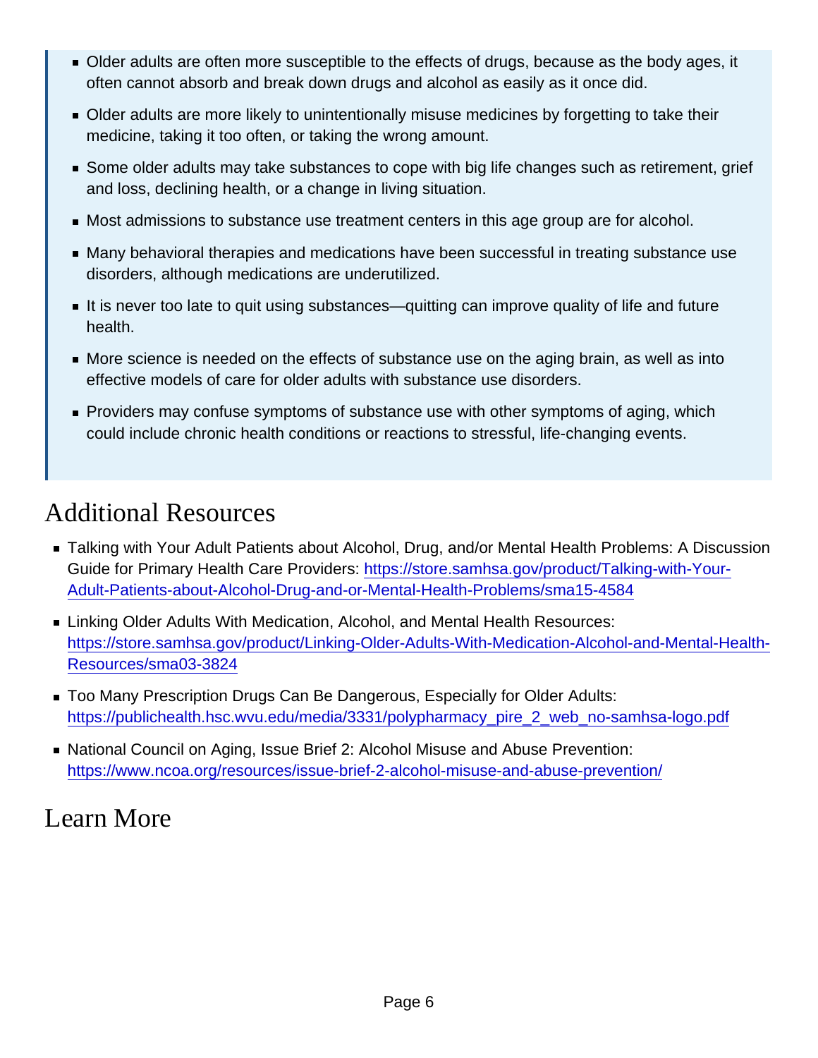- Older adults are often more susceptible to the effects of drugs, because as the body ages, it often cannot absorb and break down drugs and alcohol as easily as it once did.
- Older adults are more likely to unintentionally misuse medicines by forgetting to take their medicine, taking it too often, or taking the wrong amount.
- Some older adults may take substances to cope with big life changes such as retirement, grief and loss, declining health, or a change in living situation.
- Most admissions to substance use treatment centers in this age group are for alcohol.
- Many behavioral therapies and medications have been successful in treating substance use disorders, although medications are underutilized.
- It is never too late to quit using substances—quitting can improve quality of life and future health.
- More science is needed on the effects of substance use on the aging brain, as well as into effective models of care for older adults with substance use disorders.
- Providers may confuse symptoms of substance use with other symptoms of aging, which could include chronic health conditions or reactions to stressful, life-changing events.

## Additional Resources

- Talking with Your Adult Patients about Alcohol, Drug, and/or Mental Health Problems: A Discussion Guide for Primary Health Care Providers: https://store.samhsa.gov/product/Talking-with-Your-Adult-Patients-about-Alcohol-Drug-and-or-Mental-Health-Problems/sma15-4584
- Linking Older Adults With Medication, Alcohol, and Mental Health Resources: https://store.samhsa.gov/product/Linking-Older-Adults-With-Medication-Alcohol-and-Mental-Health-Resources/sma03-3824
- Too Many Prescription Drugs Can Be Dangerous, Especially for Older Adults: https://publichealth.hsc.wvu.edu/media/3331/polypharmacy_pire_2_web_no-samhsa-logo.pdf
- National Council on Aging, Issue Brief 2: Alcohol Misuse and Abuse Prevention: https://www.ncoa.org/resources/issue-brief-2-alcohol-misuse-and-abuse-prevention/

## Learn More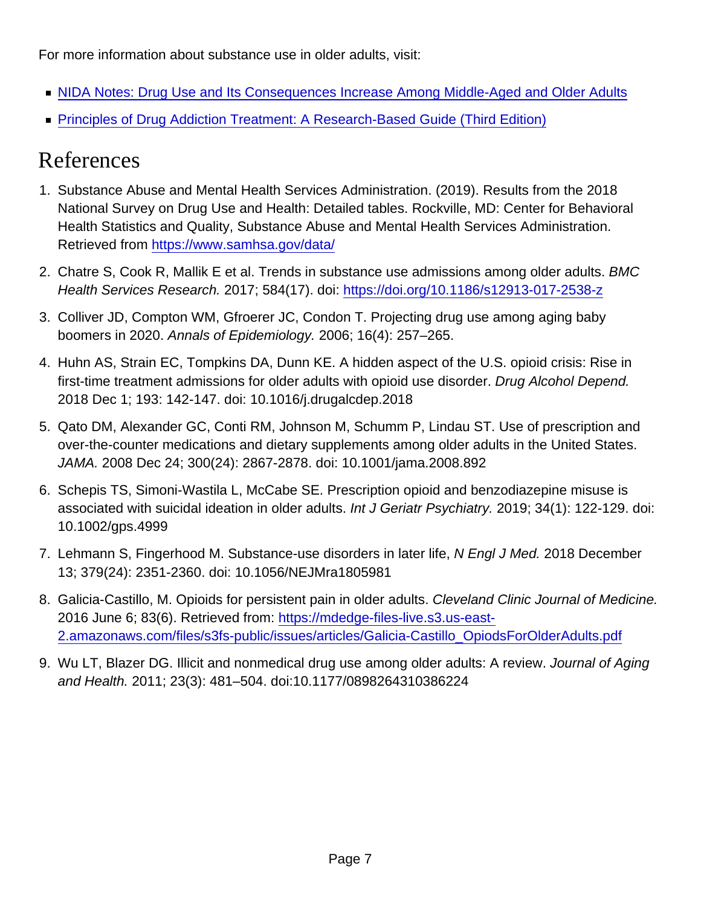For more information about substance use in older adults, visit:

- [NIDA Notes: Drug Use and Its Consequences Increase Among Middle-Aged and Older Adults]()
- [Principles of Drug Addiction Treatment: A Research-Based Guide (Third Edition)]()

# References

1. Substance Abuse and Mental Health Services Administration. (2019). Results from the 2018 National Survey on Drug Use and Health: Detailed tables. Rockville, MD: Center for Behavioral Health Statistics and Quality, Substance Abuse and Mental Health Services Administration. Retrieved from https://www.samhsa.gov/data/
2. Chatre S, Cook R, Mallik E et al. Trends in substance use admissions among older adults. *BMC Health Services Research.* 2017; 584(17). doi: https://doi.org/10.1186/s12913-017-2538-z
3. Colliver JD, Compton WM, Gfroerer JC, Condon T. Projecting drug use among aging baby boomers in 2020. *Annals of Epidemiology.* 2006; 16(4): 257–265.
4. Huhn AS, Strain EC, Tompkins DA, Dunn KE. A hidden aspect of the U.S. opioid crisis: Rise in first-time treatment admissions for older adults with opioid use disorder. *Drug Alcohol Depend.* 2018 Dec 1; 193: 142-147. doi: 10.1016/j.drugalcdep.2018
5. Qato DM, Alexander GC, Conti RM, Johnson M, Schumm P, Lindau ST. Use of prescription and over-the-counter medications and dietary supplements among older adults in the United States. *JAMA.* 2008 Dec 24; 300(24): 2867-2878. doi: 10.1001/jama.2008.892
6. Schepis TS, Simoni-Wastila L, McCabe SE. Prescription opioid and benzodiazepine misuse is associated with suicidal ideation in older adults. *Int J Geriatr Psychiatry.* 2019; 34(1): 122-129. doi: 10.1002/gps.4999
7. Lehmann S, Fingerhood M. Substance-use disorders in later life, *N Engl J Med.* 2018 December 13; 379(24): 2351-2360. doi: 10.1056/NEJMra1805981
8. Galicia-Castillo, M. Opioids for persistent pain in older adults. *Cleveland Clinic Journal of Medicine.* 2016 June 6; 83(6). Retrieved from: https://mdedge-files-live.s3.us-east-2.amazonaws.com/files/s3fs-public/issues/articles/Galicia-Castillo_OpiodsForOlderAdults.pdf
9. Wu LT, Blazer DG. Illicit and nonmedical drug use among older adults: A review. *Journal of Aging and Health.* 2011; 23(3): 481–504. doi:10.1177/0898264310386224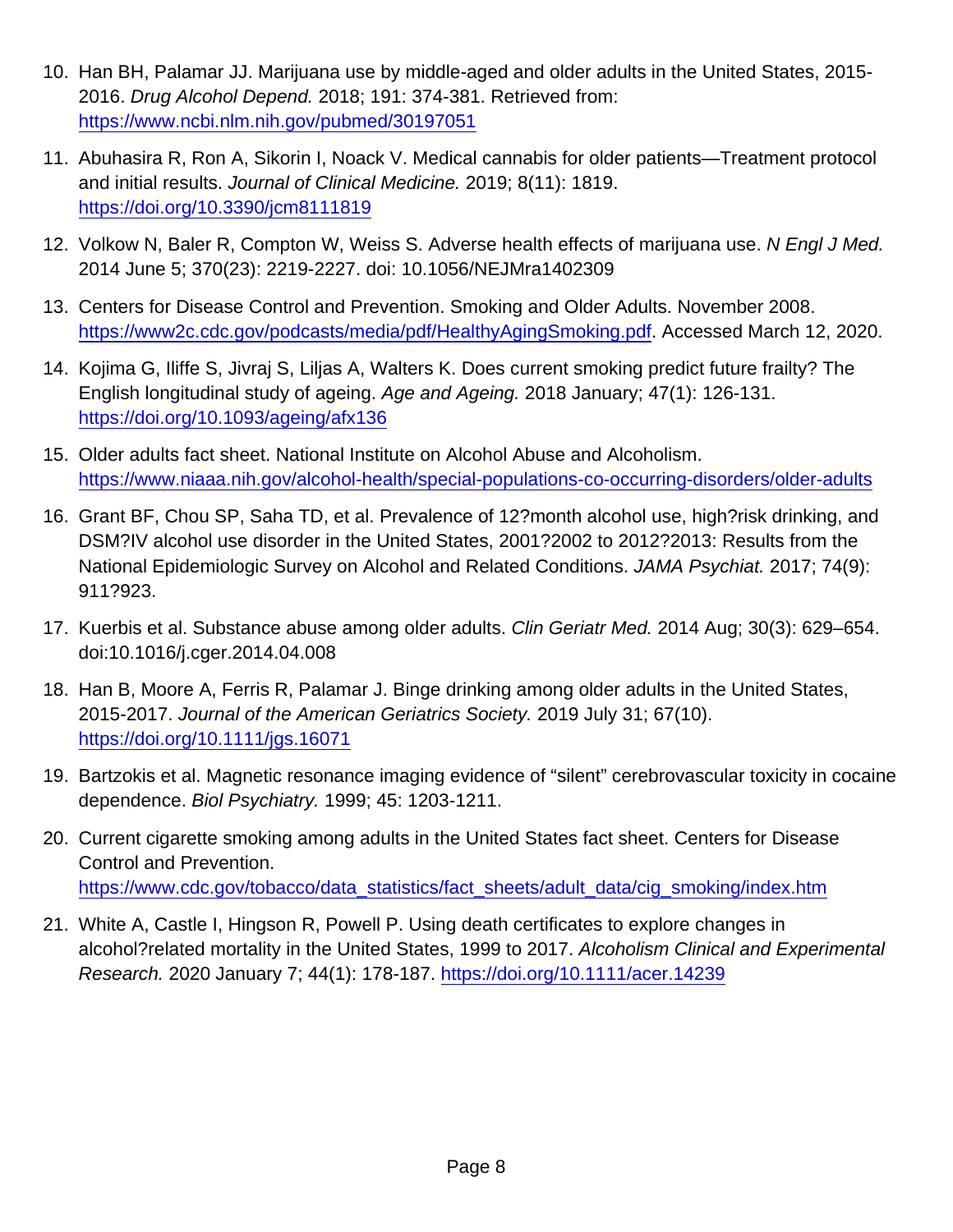10. Han BH, Palamar JJ. Marijuana use by middle-aged and older adults in the United States, 2015-2016. *Drug Alcohol Depend.* 2018; 191: 374-381. Retrieved from: https://www.ncbi.nlm.nih.gov/pubmed/30197051

11. Abuhasira R, Ron A, Sikorin I, Noack V. Medical cannabis for older patients—Treatment protocol and initial results. *Journal of Clinical Medicine.* 2019; 8(11): 1819. https://doi.org/10.3390/jcm8111819

12. Volkow N, Baler R, Compton W, Weiss S. Adverse health effects of marijuana use. *N Engl J Med.* 2014 June 5; 370(23): 2219-2227. doi: 10.1056/NEJMra1402309

13. Centers for Disease Control and Prevention. Smoking and Older Adults. November 2008. https://www2c.cdc.gov/podcasts/media/pdf/HealthyAgingSmoking.pdf. Accessed March 12, 2020.

14. Kojima G, Iliffe S, Jivraj S, Liljas A, Walters K. Does current smoking predict future frailty? The English longitudinal study of ageing. *Age and Ageing.* 2018 January; 47(1): 126-131. https://doi.org/10.1093/ageing/afx136

15. Older adults fact sheet. National Institute on Alcohol Abuse and Alcoholism. https://www.niaaa.nih.gov/alcohol-health/special-populations-co-occurring-disorders/older-adults

16. Grant BF, Chou SP, Saha TD, et al. Prevalence of 12?month alcohol use, high?risk drinking, and DSM?IV alcohol use disorder in the United States, 2001?2002 to 2012?2013: Results from the National Epidemiologic Survey on Alcohol and Related Conditions. *JAMA Psychiat.* 2017; 74(9): 911?923.

17. Kuerbis et al. Substance abuse among older adults. *Clin Geriatr Med.* 2014 Aug; 30(3): 629–654. doi:10.1016/j.cger.2014.04.008

18. Han B, Moore A, Ferris R, Palamar J. Binge drinking among older adults in the United States, 2015-2017. *Journal of the American Geriatrics Society.* 2019 July 31; 67(10). https://doi.org/10.1111/jgs.16071

19. Bartzokis et al. Magnetic resonance imaging evidence of "silent" cerebrovascular toxicity in cocaine dependence. *Biol Psychiatry.* 1999; 45: 1203-1211.

20. Current cigarette smoking among adults in the United States fact sheet. Centers for Disease Control and Prevention. https://www.cdc.gov/tobacco/data_statistics/fact_sheets/adult_data/cig_smoking/index.htm

21. White A, Castle I, Hingson R, Powell P. Using death certificates to explore changes in alcohol?related mortality in the United States, 1999 to 2017. *Alcoholism Clinical and Experimental Research.* 2020 January 7; 44(1): 178-187. https://doi.org/10.1111/acer.14239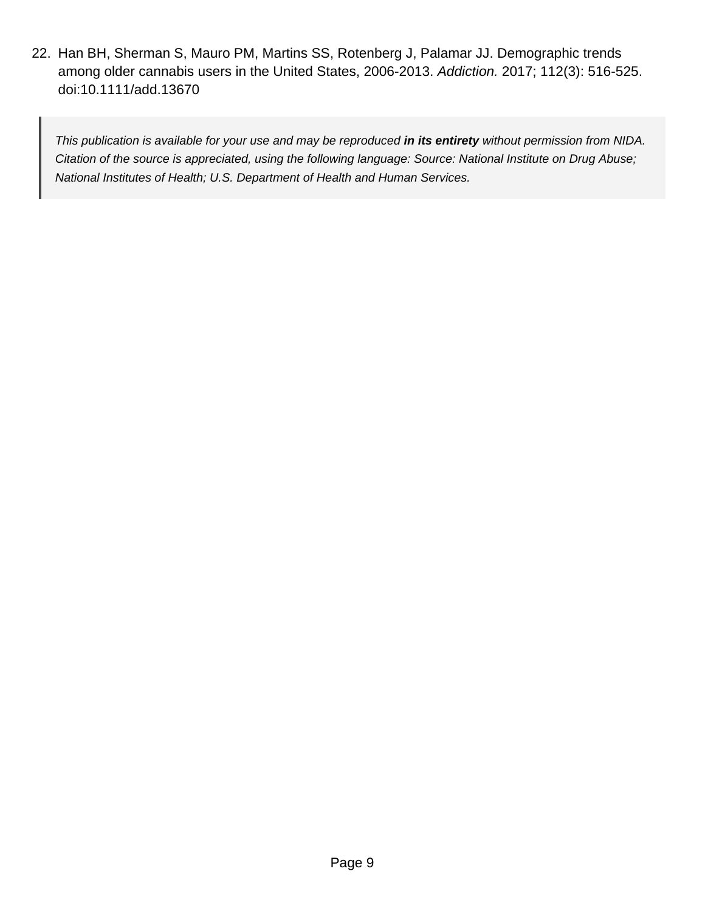22. Han BH, Sherman S, Mauro PM, Martins SS, Rotenberg J, Palamar JJ. Demographic trends among older cannabis users in the United States, 2006-2013. *Addiction.* 2017; 112(3): 516-525. doi:10.1111/add.13670

> *This publication is available for your use and may be reproduced* ***in its entirety*** *without permission from NIDA. Citation of the source is appreciated, using the following language: Source: National Institute on Drug Abuse; National Institutes of Health; U.S. Department of Health and Human Services.*